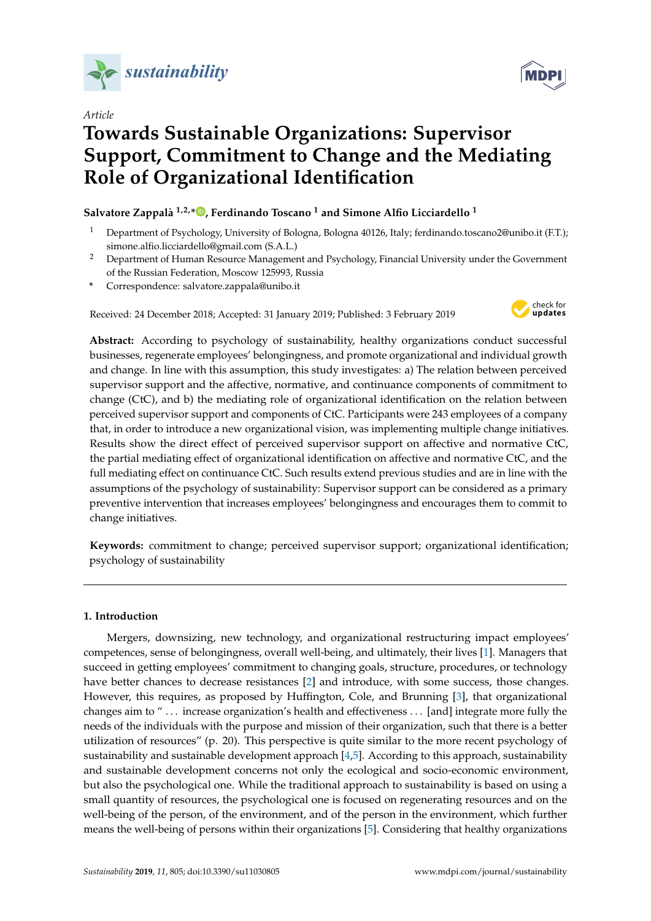*Article*

# Towards Sustainable Organizations: Supervisor Support, Commitment to Change and the Mediating Role of Organizational Identification

**Salvatore Zappalà [1,2,*], Ferdinando Toscano [1] and Simone Alfio Licciardello [1]**

[1] Department of Psychology, University of Bologna, Bologna 40126, Italy; ferdinando.toscano2@unibo.it (F.T.); simone.alfio.licciardello@gmail.com (S.A.L.)

[2] Department of Human Resource Management and Psychology, Financial University under the Government of the Russian Federation, Moscow 125993, Russia

[*] Correspondence: salvatore.zappala@unibo.it

Received: 24 December 2018; Accepted: 31 January 2019; Published: 3 February 2019

**Abstract:** According to psychology of sustainability, healthy organizations conduct successful businesses, regenerate employees' belongingness, and promote organizational and individual growth and change. In line with this assumption, this study investigates: a) The relation between perceived supervisor support and the affective, normative, and continuance components of commitment to change (CtC), and b) the mediating role of organizational identification on the relation between perceived supervisor support and components of CtC. Participants were 243 employees of a company that, in order to introduce a new organizational vision, was implementing multiple change initiatives. Results show the direct effect of perceived supervisor support on affective and normative CtC, the partial mediating effect of organizational identification on affective and normative CtC, and the full mediating effect on continuance CtC. Such results extend previous studies and are in line with the assumptions of the psychology of sustainability: Supervisor support can be considered as a primary preventive intervention that increases employees' belongingness and encourages them to commit to change initiatives.

**Keywords:** commitment to change; perceived supervisor support; organizational identification; psychology of sustainability

## 1. Introduction

Mergers, downsizing, new technology, and organizational restructuring impact employees' competences, sense of belongingness, overall well-being, and ultimately, their lives [1]. Managers that succeed in getting employees' commitment to changing goals, structure, procedures, or technology have better chances to decrease resistances [2] and introduce, with some success, those changes. However, this requires, as proposed by Huffington, Cole, and Brunning [3], that organizational changes aim to "... increase organization's health and effectiveness ... [and] integrate more fully the needs of the individuals with the purpose and mission of their organization, such that there is a better utilization of resources" (p. 20). This perspective is quite similar to the more recent psychology of sustainability and sustainable development approach [4,5]. According to this approach, sustainability and sustainable development concerns not only the ecological and socio-economic environment, but also the psychological one. While the traditional approach to sustainability is based on using a small quantity of resources, the psychological one is focused on regenerating resources and on the well-being of the person, of the environment, and of the person in the environment, which further means the well-being of persons within their organizations [5]. Considering that healthy organizations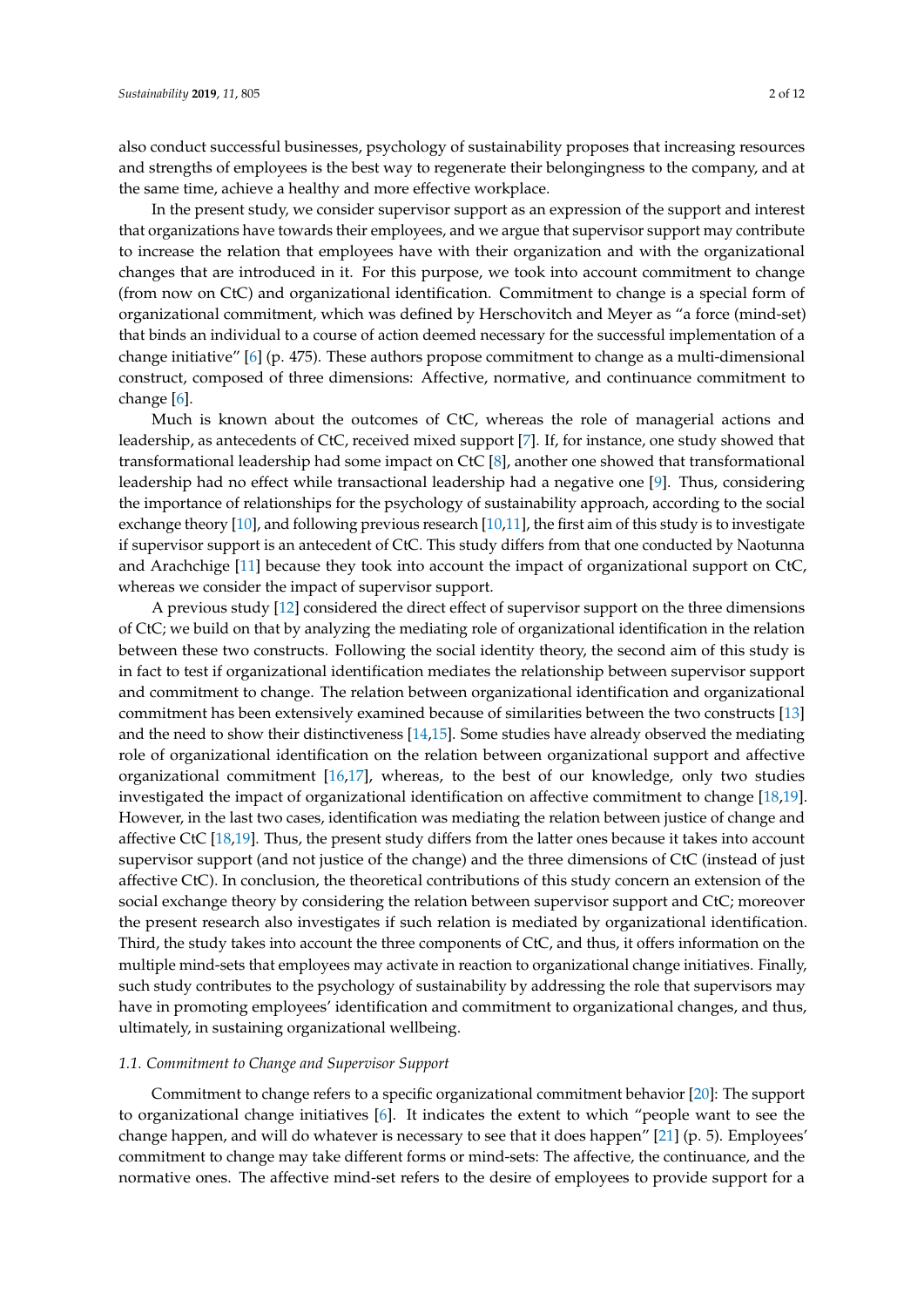also conduct successful businesses, psychology of sustainability proposes that increasing resources and strengths of employees is the best way to regenerate their belongingness to the company, and at the same time, achieve a healthy and more effective workplace.

In the present study, we consider supervisor support as an expression of the support and interest that organizations have towards their employees, and we argue that supervisor support may contribute to increase the relation that employees have with their organization and with the organizational changes that are introduced in it. For this purpose, we took into account commitment to change (from now on CtC) and organizational identification. Commitment to change is a special form of organizational commitment, which was defined by Herschovitch and Meyer as "a force (mind-set) that binds an individual to a course of action deemed necessary for the successful implementation of a change initiative" [6] (p. 475). These authors propose commitment to change as a multi-dimensional construct, composed of three dimensions: Affective, normative, and continuance commitment to change [6].

Much is known about the outcomes of CtC, whereas the role of managerial actions and leadership, as antecedents of CtC, received mixed support [7]. If, for instance, one study showed that transformational leadership had some impact on CtC [8], another one showed that transformational leadership had no effect while transactional leadership had a negative one [9]. Thus, considering the importance of relationships for the psychology of sustainability approach, according to the social exchange theory [10], and following previous research [10,11], the first aim of this study is to investigate if supervisor support is an antecedent of CtC. This study differs from that one conducted by Naotunna and Arachchige [11] because they took into account the impact of organizational support on CtC, whereas we consider the impact of supervisor support.

A previous study [12] considered the direct effect of supervisor support on the three dimensions of CtC; we build on that by analyzing the mediating role of organizational identification in the relation between these two constructs. Following the social identity theory, the second aim of this study is in fact to test if organizational identification mediates the relationship between supervisor support and commitment to change. The relation between organizational identification and organizational commitment has been extensively examined because of similarities between the two constructs [13] and the need to show their distinctiveness [14,15]. Some studies have already observed the mediating role of organizational identification on the relation between organizational support and affective organizational commitment [16,17], whereas, to the best of our knowledge, only two studies investigated the impact of organizational identification on affective commitment to change [18,19]. However, in the last two cases, identification was mediating the relation between justice of change and affective CtC [18,19]. Thus, the present study differs from the latter ones because it takes into account supervisor support (and not justice of the change) and the three dimensions of CtC (instead of just affective CtC). In conclusion, the theoretical contributions of this study concern an extension of the social exchange theory by considering the relation between supervisor support and CtC; moreover the present research also investigates if such relation is mediated by organizational identification. Third, the study takes into account the three components of CtC, and thus, it offers information on the multiple mind-sets that employees may activate in reaction to organizational change initiatives. Finally, such study contributes to the psychology of sustainability by addressing the role that supervisors may have in promoting employees' identification and commitment to organizational changes, and thus, ultimately, in sustaining organizational wellbeing.

### 1.1. Commitment to Change and Supervisor Support

Commitment to change refers to a specific organizational commitment behavior [20]: The support to organizational change initiatives [6]. It indicates the extent to which "people want to see the change happen, and will do whatever is necessary to see that it does happen" [21] (p. 5). Employees' commitment to change may take different forms or mind-sets: The affective, the continuance, and the normative ones. The affective mind-set refers to the desire of employees to provide support for a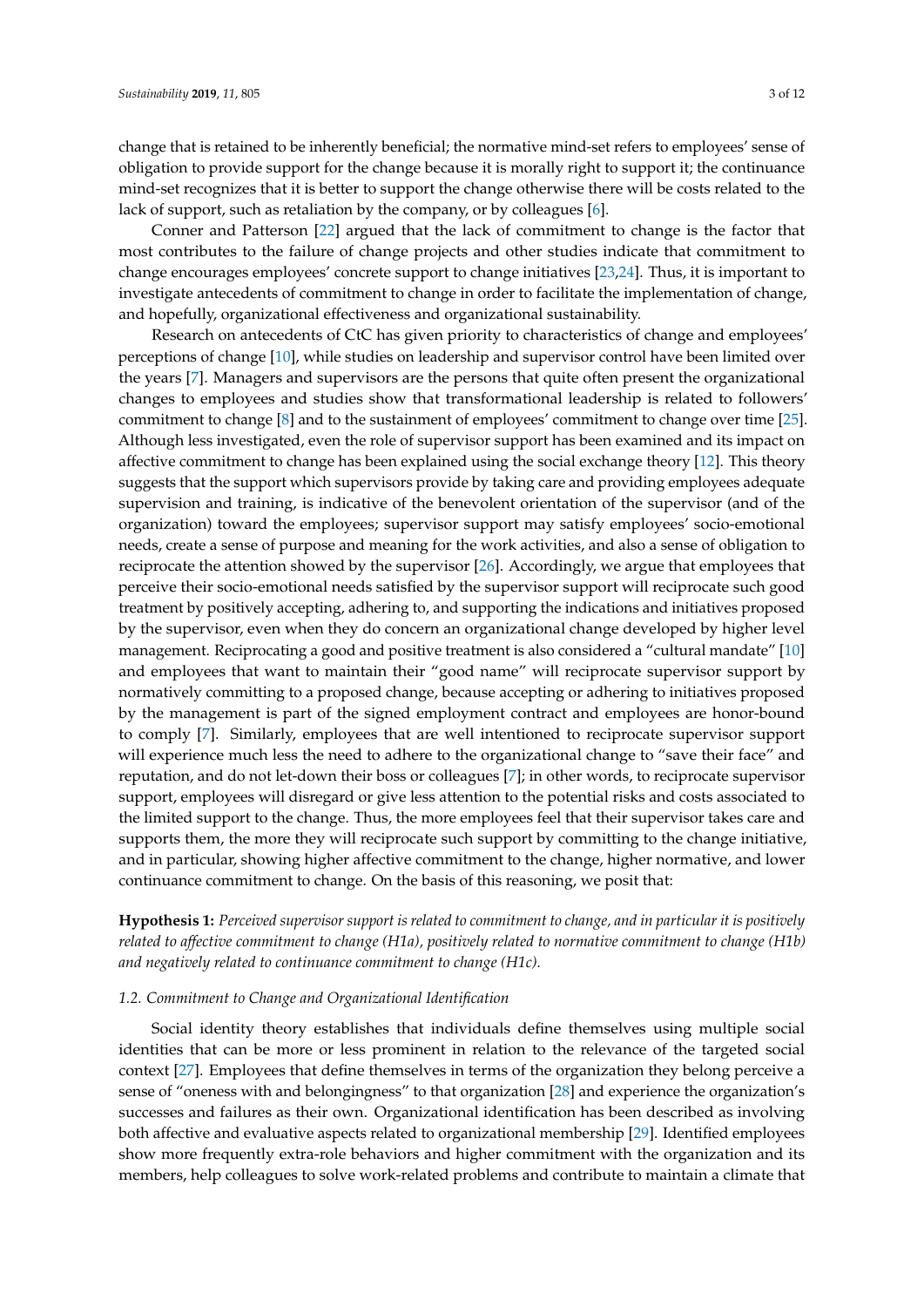change that is retained to be inherently beneficial; the normative mind-set refers to employees' sense of obligation to provide support for the change because it is morally right to support it; the continuance mind-set recognizes that it is better to support the change otherwise there will be costs related to the lack of support, such as retaliation by the company, or by colleagues [6].

Conner and Patterson [22] argued that the lack of commitment to change is the factor that most contributes to the failure of change projects and other studies indicate that commitment to change encourages employees' concrete support to change initiatives [23,24]. Thus, it is important to investigate antecedents of commitment to change in order to facilitate the implementation of change, and hopefully, organizational effectiveness and organizational sustainability.

Research on antecedents of CtC has given priority to characteristics of change and employees' perceptions of change [10], while studies on leadership and supervisor control have been limited over the years [7]. Managers and supervisors are the persons that quite often present the organizational changes to employees and studies show that transformational leadership is related to followers' commitment to change [8] and to the sustainment of employees' commitment to change over time [25]. Although less investigated, even the role of supervisor support has been examined and its impact on affective commitment to change has been explained using the social exchange theory [12]. This theory suggests that the support which supervisors provide by taking care and providing employees adequate supervision and training, is indicative of the benevolent orientation of the supervisor (and of the organization) toward the employees; supervisor support may satisfy employees' socio-emotional needs, create a sense of purpose and meaning for the work activities, and also a sense of obligation to reciprocate the attention showed by the supervisor [26]. Accordingly, we argue that employees that perceive their socio-emotional needs satisfied by the supervisor support will reciprocate such good treatment by positively accepting, adhering to, and supporting the indications and initiatives proposed by the supervisor, even when they do concern an organizational change developed by higher level management. Reciprocating a good and positive treatment is also considered a "cultural mandate" [10] and employees that want to maintain their "good name" will reciprocate supervisor support by normatively committing to a proposed change, because accepting or adhering to initiatives proposed by the management is part of the signed employment contract and employees are honor-bound to comply [7]. Similarly, employees that are well intentioned to reciprocate supervisor support will experience much less the need to adhere to the organizational change to "save their face" and reputation, and do not let-down their boss or colleagues [7]; in other words, to reciprocate supervisor support, employees will disregard or give less attention to the potential risks and costs associated to the limited support to the change. Thus, the more employees feel that their supervisor takes care and supports them, the more they will reciprocate such support by committing to the change initiative, and in particular, showing higher affective commitment to the change, higher normative, and lower continuance commitment to change. On the basis of this reasoning, we posit that:

**Hypothesis 1:** *Perceived supervisor support is related to commitment to change, and in particular it is positively related to affective commitment to change (H1a), positively related to normative commitment to change (H1b) and negatively related to continuance commitment to change (H1c).*

### *1.2. Commitment to Change and Organizational Identification*

Social identity theory establishes that individuals define themselves using multiple social identities that can be more or less prominent in relation to the relevance of the targeted social context [27]. Employees that define themselves in terms of the organization they belong perceive a sense of "oneness with and belongingness" to that organization [28] and experience the organization's successes and failures as their own. Organizational identification has been described as involving both affective and evaluative aspects related to organizational membership [29]. Identified employees show more frequently extra-role behaviors and higher commitment with the organization and its members, help colleagues to solve work-related problems and contribute to maintain a climate that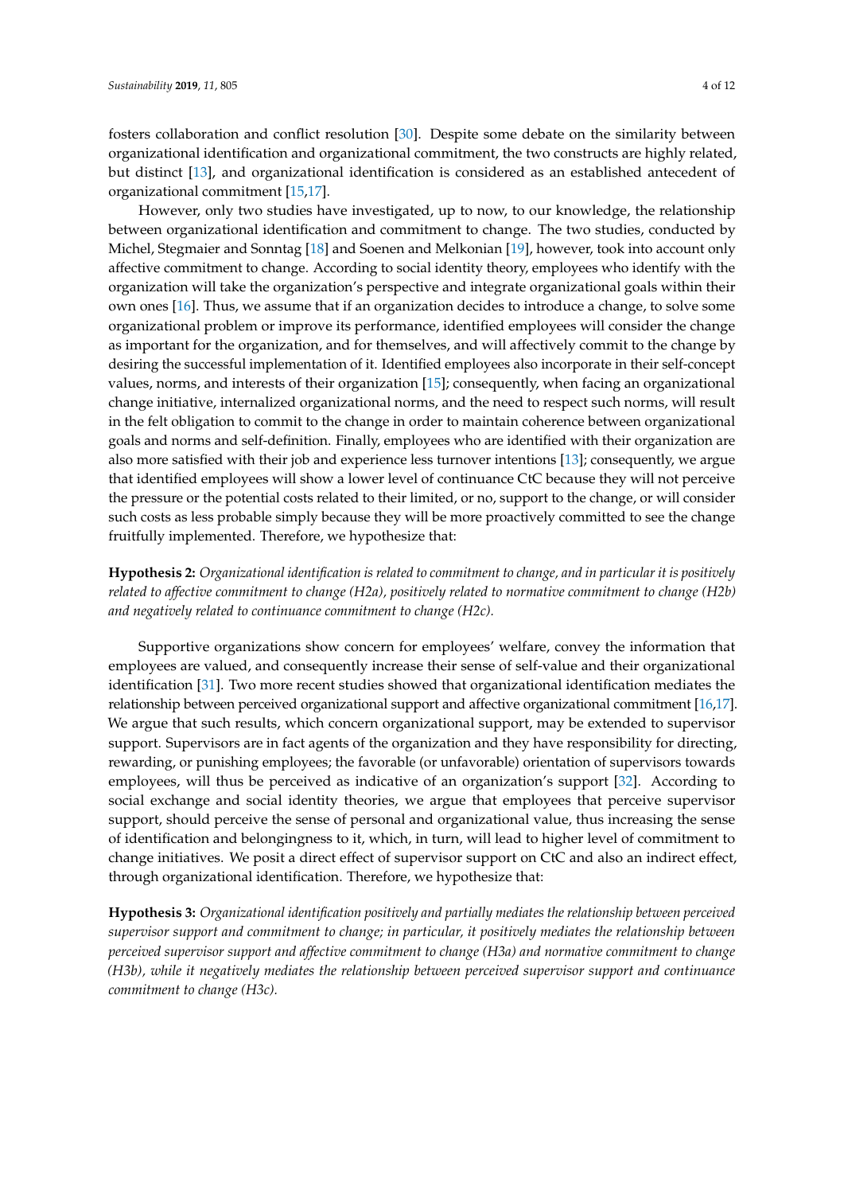fosters collaboration and conflict resolution [30]. Despite some debate on the similarity between organizational identification and organizational commitment, the two constructs are highly related, but distinct [13], and organizational identification is considered as an established antecedent of organizational commitment [15,17].

However, only two studies have investigated, up to now, to our knowledge, the relationship between organizational identification and commitment to change. The two studies, conducted by Michel, Stegmaier and Sonntag [18] and Soenen and Melkonian [19], however, took into account only affective commitment to change. According to social identity theory, employees who identify with the organization will take the organization's perspective and integrate organizational goals within their own ones [16]. Thus, we assume that if an organization decides to introduce a change, to solve some organizational problem or improve its performance, identified employees will consider the change as important for the organization, and for themselves, and will affectively commit to the change by desiring the successful implementation of it. Identified employees also incorporate in their self-concept values, norms, and interests of their organization [15]; consequently, when facing an organizational change initiative, internalized organizational norms, and the need to respect such norms, will result in the felt obligation to commit to the change in order to maintain coherence between organizational goals and norms and self-definition. Finally, employees who are identified with their organization are also more satisfied with their job and experience less turnover intentions [13]; consequently, we argue that identified employees will show a lower level of continuance CtC because they will not perceive the pressure or the potential costs related to their limited, or no, support to the change, or will consider such costs as less probable simply because they will be more proactively committed to see the change fruitfully implemented. Therefore, we hypothesize that:

**Hypothesis 2:** *Organizational identification is related to commitment to change, and in particular it is positively related to affective commitment to change (H2a), positively related to normative commitment to change (H2b) and negatively related to continuance commitment to change (H2c).*

Supportive organizations show concern for employees' welfare, convey the information that employees are valued, and consequently increase their sense of self-value and their organizational identification [31]. Two more recent studies showed that organizational identification mediates the relationship between perceived organizational support and affective organizational commitment [16,17]. We argue that such results, which concern organizational support, may be extended to supervisor support. Supervisors are in fact agents of the organization and they have responsibility for directing, rewarding, or punishing employees; the favorable (or unfavorable) orientation of supervisors towards employees, will thus be perceived as indicative of an organization's support [32]. According to social exchange and social identity theories, we argue that employees that perceive supervisor support, should perceive the sense of personal and organizational value, thus increasing the sense of identification and belongingness to it, which, in turn, will lead to higher level of commitment to change initiatives. We posit a direct effect of supervisor support on CtC and also an indirect effect, through organizational identification. Therefore, we hypothesize that:

**Hypothesis 3:** *Organizational identification positively and partially mediates the relationship between perceived supervisor support and commitment to change; in particular, it positively mediates the relationship between perceived supervisor support and affective commitment to change (H3a) and normative commitment to change (H3b), while it negatively mediates the relationship between perceived supervisor support and continuance commitment to change (H3c).*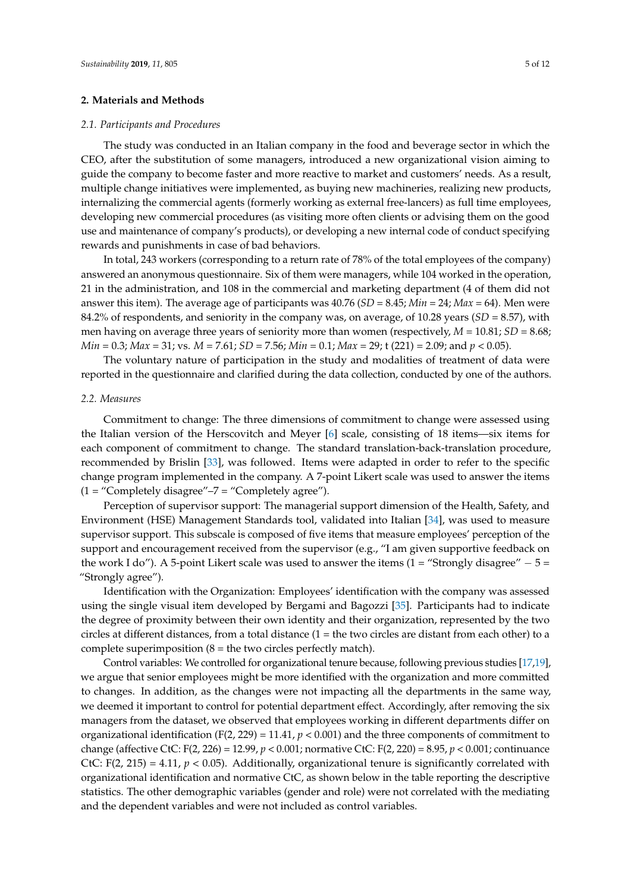## 2. Materials and Methods

### 2.1. Participants and Procedures

The study was conducted in an Italian company in the food and beverage sector in which the CEO, after the substitution of some managers, introduced a new organizational vision aiming to guide the company to become faster and more reactive to market and customers' needs. As a result, multiple change initiatives were implemented, as buying new machineries, realizing new products, internalizing the commercial agents (formerly working as external free-lancers) as full time employees, developing new commercial procedures (as visiting more often clients or advising them on the good use and maintenance of company's products), or developing a new internal code of conduct specifying rewards and punishments in case of bad behaviors.

In total, 243 workers (corresponding to a return rate of 78% of the total employees of the company) answered an anonymous questionnaire. Six of them were managers, while 104 worked in the operation, 21 in the administration, and 108 in the commercial and marketing department (4 of them did not answer this item). The average age of participants was 40.76 ($SD$ = 8.45; $Min$ = 24; $Max$ = 64). Men were 84.2% of respondents, and seniority in the company was, on average, of 10.28 years ($SD$ = 8.57), with men having on average three years of seniority more than women (respectively, $M$ = 10.81; $SD$ = 8.68; $Min$ = 0.3; $Max$ = 31; vs. $M$ = 7.61; $SD$ = 7.56; $Min$ = 0.1; $Max$ = 29; t (221) = 2.09; and $p < 0.05$).

The voluntary nature of participation in the study and modalities of treatment of data were reported in the questionnaire and clarified during the data collection, conducted by one of the authors.

### 2.2. Measures

Commitment to change: The three dimensions of commitment to change were assessed using the Italian version of the Herscovitch and Meyer [6] scale, consisting of 18 items—six items for each component of commitment to change. The standard translation-back-translation procedure, recommended by Brislin [33], was followed. Items were adapted in order to refer to the specific change program implemented in the company. A 7-point Likert scale was used to answer the items (1 = "Completely disagree"–7 = "Completely agree").

Perception of supervisor support: The managerial support dimension of the Health, Safety, and Environment (HSE) Management Standards tool, validated into Italian [34], was used to measure supervisor support. This subscale is composed of five items that measure employees' perception of the support and encouragement received from the supervisor (e.g., "I am given supportive feedback on the work I do"). A 5-point Likert scale was used to answer the items (1 = "Strongly disagree" − 5 = "Strongly agree").

Identification with the Organization: Employees' identification with the company was assessed using the single visual item developed by Bergami and Bagozzi [35]. Participants had to indicate the degree of proximity between their own identity and their organization, represented by the two circles at different distances, from a total distance (1 = the two circles are distant from each other) to a complete superimposition (8 = the two circles perfectly match).

Control variables: We controlled for organizational tenure because, following previous studies [17,19], we argue that senior employees might be more identified with the organization and more committed to changes. In addition, as the changes were not impacting all the departments in the same way, we deemed it important to control for potential department effect. Accordingly, after removing the six managers from the dataset, we observed that employees working in different departments differ on organizational identification (F(2, 229) = 11.41, $p < 0.001$) and the three components of commitment to change (affective CtC: F(2, 226) = 12.99, $p < 0.001$; normative CtC: F(2, 220) = 8.95, $p < 0.001$; continuance CtC: F(2, 215) = 4.11, $p < 0.05$). Additionally, organizational tenure is significantly correlated with organizational identification and normative CtC, as shown below in the table reporting the descriptive statistics. The other demographic variables (gender and role) were not correlated with the mediating and the dependent variables and were not included as control variables.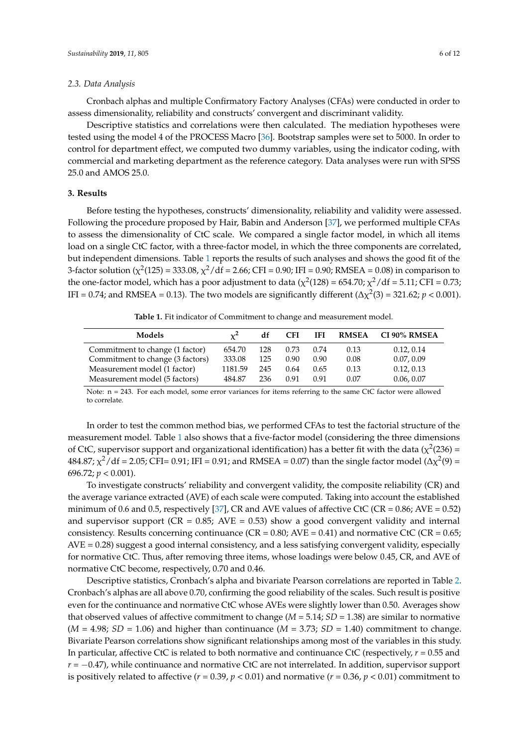### 2.3. Data Analysis

Cronbach alphas and multiple Confirmatory Factory Analyses (CFAs) were conducted in order to assess dimensionality, reliability and constructs' convergent and discriminant validity.

Descriptive statistics and correlations were then calculated. The mediation hypotheses were tested using the model 4 of the PROCESS Macro [36]. Bootstrap samples were set to 5000. In order to control for department effect, we computed two dummy variables, using the indicator coding, with commercial and marketing department as the reference category. Data analyses were run with SPSS 25.0 and AMOS 25.0.

## 3. Results

Before testing the hypotheses, constructs' dimensionality, reliability and validity were assessed. Following the procedure proposed by Hair, Babin and Anderson [37], we performed multiple CFAs to assess the dimensionality of CtC scale. We compared a single factor model, in which all items load on a single CtC factor, with a three-factor model, in which the three components are correlated, but independent dimensions. Table 1 reports the results of such analyses and shows the good fit of the 3-factor solution ($\chi^2(125) = 333.08$, $\chi^2/df = 2.66$; CFI = 0.90; IFI = 0.90; RMSEA = 0.08) in comparison to the one-factor model, which has a poor adjustment to data ($\chi^2(128) = 654.70$; $\chi^2/df = 5.11$; CFI = 0.73; IFI = 0.74; and RMSEA = 0.13). The two models are significantly different ($\Delta\chi^2(3) = 321.62$; $p < 0.001$).

**Table 1.** Fit indicator of Commitment to change and measurement model.

| Models | $\chi^2$ | df | CFI | IFI | RMSEA | CI 90% RMSEA |
|---|---|---|---|---|---|---|
| Commitment to change (1 factor) | 654.70 | 128 | 0.73 | 0.74 | 0.13 | 0.12, 0.14 |
| Commitment to change (3 factors) | 333.08 | 125 | 0.90 | 0.90 | 0.08 | 0.07, 0.09 |
| Measurement model (1 factor) | 1181.59 | 245 | 0.64 | 0.65 | 0.13 | 0.12, 0.13 |
| Measurement model (5 factors) | 484.87 | 236 | 0.91 | 0.91 | 0.07 | 0.06, 0.07 |

Note: n = 243. For each model, some error variances for items referring to the same CtC factor were allowed to correlate.

In order to test the common method bias, we performed CFAs to test the factorial structure of the measurement model. Table 1 also shows that a five-factor model (considering the three dimensions of CtC, supervisor support and organizational identification) has a better fit with the data ($\chi^2(236) = 484.87$; $\chi^2/df = 2.05$; CFI= 0.91; IFI = 0.91; and RMSEA = 0.07) than the single factor model ($\Delta\chi^2(9) = 696.72$; $p < 0.001$).

To investigate constructs' reliability and convergent validity, the composite reliability (CR) and the average variance extracted (AVE) of each scale were computed. Taking into account the established minimum of 0.6 and 0.5, respectively [37], CR and AVE values of affective CtC (CR = 0.86; AVE = 0.52) and supervisor support (CR = 0.85; AVE = 0.53) show a good convergent validity and internal consistency. Results concerning continuance (CR = 0.80; AVE = 0.41) and normative CtC (CR = 0.65; AVE = 0.28) suggest a good internal consistency, and a less satisfying convergent validity, especially for normative CtC. Thus, after removing three items, whose loadings were below 0.45, CR, and AVE of normative CtC become, respectively, 0.70 and 0.46.

Descriptive statistics, Cronbach's alpha and bivariate Pearson correlations are reported in Table 2. Cronbach's alphas are all above 0.70, confirming the good reliability of the scales. Such result is positive even for the continuance and normative CtC whose AVEs were slightly lower than 0.50. Averages show that observed values of affective commitment to change ($M = 5.14$; $SD = 1.38$) are similar to normative ($M = 4.98$; $SD = 1.06$) and higher than continuance ($M = 3.73$; $SD = 1.40$) commitment to change. Bivariate Pearson correlations show significant relationships among most of the variables in this study. In particular, affective CtC is related to both normative and continuance CtC (respectively, $r = 0.55$ and $r = -0.47$), while continuance and normative CtC are not interrelated. In addition, supervisor support is positively related to affective ($r = 0.39$, $p < 0.01$) and normative ($r = 0.36$, $p < 0.01$) commitment to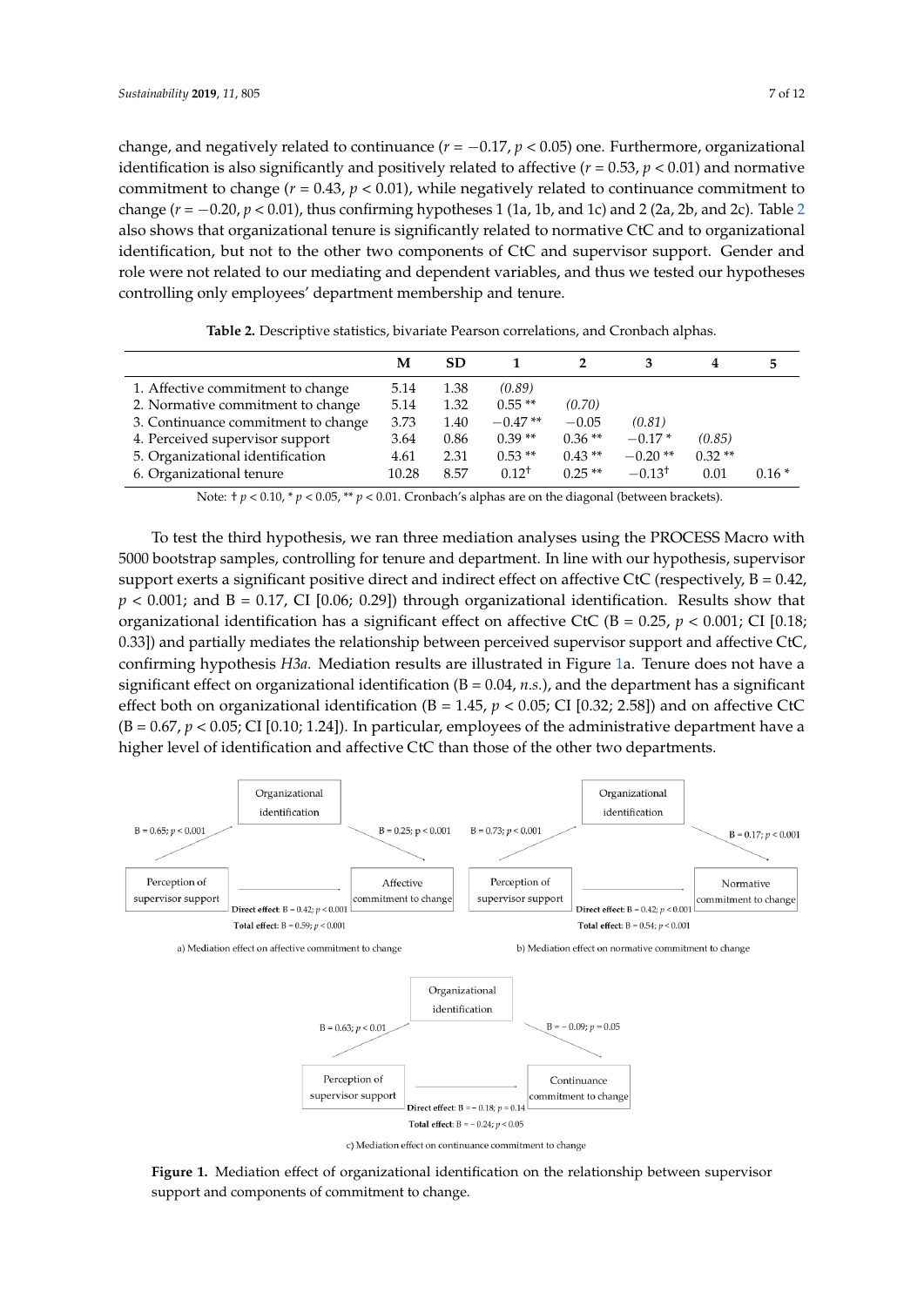change, and negatively related to continuance ($r = -0.17$, $p < 0.05$) one. Furthermore, organizational identification is also significantly and positively related to affective ($r = 0.53$, $p < 0.01$) and normative commitment to change ($r = 0.43$, $p < 0.01$), while negatively related to continuance commitment to change ($r = -0.20$, $p < 0.01$), thus confirming hypotheses 1 (1a, 1b, and 1c) and 2 (2a, 2b, and 2c). Table 2 also shows that organizational tenure is significantly related to normative CtC and to organizational identification, but not to the other two components of CtC and supervisor support. Gender and role were not related to our mediating and dependent variables, and thus we tested our hypotheses controlling only employees' department membership and tenure.

**Table 2.** Descriptive statistics, bivariate Pearson correlations, and Cronbach alphas.

| | M | SD | 1 | 2 | 3 | 4 | 5 |
|---|---|---|---|---|---|---|---|
| 1. Affective commitment to change | 5.14 | 1.38 | *(0.89)* | | | | |
| 2. Normative commitment to change | 5.14 | 1.32 | 0.55 ** | *(0.70)* | | | |
| 3. Continuance commitment to change | 3.73 | 1.40 | −0.47 ** | −0.05 | *(0.81)* | | |
| 4. Perceived supervisor support | 3.64 | 0.86 | 0.39 ** | 0.36 ** | −0.17 * | *(0.85)* | |
| 5. Organizational identification | 4.61 | 2.31 | 0.53 ** | 0.43 ** | −0.20 ** | 0.32 ** | |
| 6. Organizational tenure | 10.28 | 8.57 | 0.12 † | 0.25 ** | −0.13 † | 0.01 | 0.16 * |

Note: † $p < 0.10$, * $p < 0.05$, ** $p < 0.01$. Cronbach's alphas are on the diagonal (between brackets).

To test the third hypothesis, we ran three mediation analyses using the PROCESS Macro with 5000 bootstrap samples, controlling for tenure and department. In line with our hypothesis, supervisor support exerts a significant positive direct and indirect effect on affective CtC (respectively, B = 0.42, $p < 0.001$; and B = 0.17, CI [0.06; 0.29]) through organizational identification. Results show that organizational identification has a significant effect on affective CtC (B = 0.25, $p < 0.001$; CI [0.18; 0.33]) and partially mediates the relationship between perceived supervisor support and affective CtC, confirming hypothesis *H3a.* Mediation results are illustrated in Figure 1a. Tenure does not have a significant effect on organizational identification (B = 0.04, *n.s.*), and the department has a significant effect both on organizational identification (B = 1.45, $p < 0.05$; CI [0.32; 2.58]) and on affective CtC (B = 0.67, $p < 0.05$; CI [0.10; 1.24]). In particular, employees of the administrative department have a higher level of identification and affective CtC than those of the other two departments.

Organizational identification; B = 0.65; $p < 0.001$; B = 0.25; $p < 0.001$; Perception of supervisor support; Affective commitment to change; **Direct effect**: B = 0.42; $p < 0.001$; **Total effect**: B = 0.59; $p < 0.001$

a) Mediation effect on affective commitment to change

Organizational identification; B = 0.73; $p < 0.001$; B = 0.17; $p < 0.001$; Perception of supervisor support; Normative commitment to change; **Direct effect**: B = 0.42; $p < 0.001$; **Total effect**: B = 0.54; $p < 0.001$

b) Mediation effect on normative commitment to change

Organizational identification; B = 0.63; $p < 0.01$; B = −0.09; $p = 0.05$; Perception of supervisor support; Continuance commitment to change; **Direct effect**: B = −0.18; $p = 0.14$; **Total effect**: B = −0.24; $p < 0.05$

c) Mediation effect on continuance commitment to change

**Figure 1.** Mediation effect of organizational identification on the relationship between supervisor support and components of commitment to change.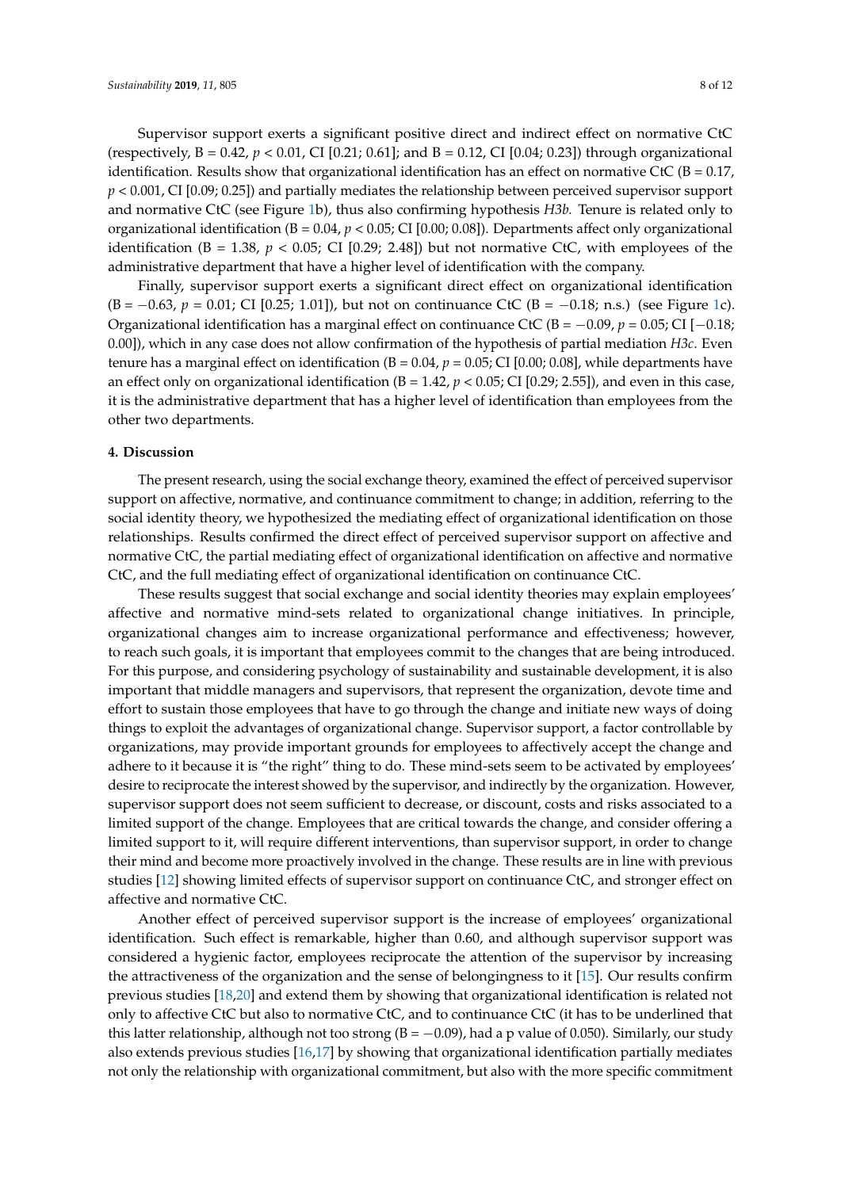Supervisor support exerts a significant positive direct and indirect effect on normative CtC (respectively, B = 0.42, $p < 0.01$, CI [0.21; 0.61]; and B = 0.12, CI [0.04; 0.23]) through organizational identification. Results show that organizational identification has an effect on normative CtC (B = 0.17, $p < 0.001$, CI [0.09; 0.25]) and partially mediates the relationship between perceived supervisor support and normative CtC (see Figure 1b), thus also confirming hypothesis *H3b.* Tenure is related only to organizational identification (B = 0.04, $p < 0.05$; CI [0.00; 0.08]). Departments affect only organizational identification (B = 1.38, $p < 0.05$; CI [0.29; 2.48]) but not normative CtC, with employees of the administrative department that have a higher level of identification with the company.

Finally, supervisor support exerts a significant direct effect on organizational identification (B = −0.63, $p = 0.01$; CI [0.25; 1.01]), but not on continuance CtC (B = −0.18; n.s.) (see Figure 1c). Organizational identification has a marginal effect on continuance CtC (B = −0.09, $p = 0.05$; CI [−0.18; 0.00]), which in any case does not allow confirmation of the hypothesis of partial mediation *H3c*. Even tenure has a marginal effect on identification (B = 0.04, $p = 0.05$; CI [0.00; 0.08], while departments have an effect only on organizational identification (B = 1.42, $p < 0.05$; CI [0.29; 2.55]), and even in this case, it is the administrative department that has a higher level of identification than employees from the other two departments.

## 4. Discussion

The present research, using the social exchange theory, examined the effect of perceived supervisor support on affective, normative, and continuance commitment to change; in addition, referring to the social identity theory, we hypothesized the mediating effect of organizational identification on those relationships. Results confirmed the direct effect of perceived supervisor support on affective and normative CtC, the partial mediating effect of organizational identification on affective and normative CtC, and the full mediating effect of organizational identification on continuance CtC.

These results suggest that social exchange and social identity theories may explain employees' affective and normative mind-sets related to organizational change initiatives. In principle, organizational changes aim to increase organizational performance and effectiveness; however, to reach such goals, it is important that employees commit to the changes that are being introduced. For this purpose, and considering psychology of sustainability and sustainable development, it is also important that middle managers and supervisors, that represent the organization, devote time and effort to sustain those employees that have to go through the change and initiate new ways of doing things to exploit the advantages of organizational change. Supervisor support, a factor controllable by organizations, may provide important grounds for employees to affectively accept the change and adhere to it because it is "the right" thing to do. These mind-sets seem to be activated by employees' desire to reciprocate the interest showed by the supervisor, and indirectly by the organization. However, supervisor support does not seem sufficient to decrease, or discount, costs and risks associated to a limited support of the change. Employees that are critical towards the change, and consider offering a limited support to it, will require different interventions, than supervisor support, in order to change their mind and become more proactively involved in the change. These results are in line with previous studies [12] showing limited effects of supervisor support on continuance CtC, and stronger effect on affective and normative CtC.

Another effect of perceived supervisor support is the increase of employees' organizational identification. Such effect is remarkable, higher than 0.60, and although supervisor support was considered a hygienic factor, employees reciprocate the attention of the supervisor by increasing the attractiveness of the organization and the sense of belongingness to it [15]. Our results confirm previous studies [18,20] and extend them by showing that organizational identification is related not only to affective CtC but also to normative CtC, and to continuance CtC (it has to be underlined that this latter relationship, although not too strong (B = −0.09), had a p value of 0.050). Similarly, our study also extends previous studies [16,17] by showing that organizational identification partially mediates not only the relationship with organizational commitment, but also with the more specific commitment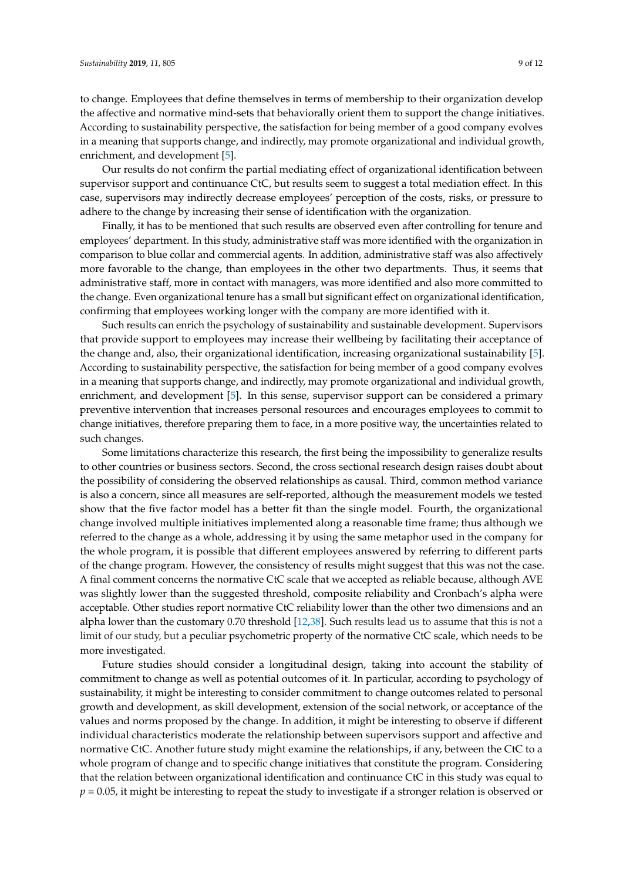to change. Employees that define themselves in terms of membership to their organization develop the affective and normative mind-sets that behaviorally orient them to support the change initiatives. According to sustainability perspective, the satisfaction for being member of a good company evolves in a meaning that supports change, and indirectly, may promote organizational and individual growth, enrichment, and development [5].

Our results do not confirm the partial mediating effect of organizational identification between supervisor support and continuance CtC, but results seem to suggest a total mediation effect. In this case, supervisors may indirectly decrease employees' perception of the costs, risks, or pressure to adhere to the change by increasing their sense of identification with the organization.

Finally, it has to be mentioned that such results are observed even after controlling for tenure and employees' department. In this study, administrative staff was more identified with the organization in comparison to blue collar and commercial agents. In addition, administrative staff was also affectively more favorable to the change, than employees in the other two departments. Thus, it seems that administrative staff, more in contact with managers, was more identified and also more committed to the change. Even organizational tenure has a small but significant effect on organizational identification, confirming that employees working longer with the company are more identified with it.

Such results can enrich the psychology of sustainability and sustainable development. Supervisors that provide support to employees may increase their wellbeing by facilitating their acceptance of the change and, also, their organizational identification, increasing organizational sustainability [5]. According to sustainability perspective, the satisfaction for being member of a good company evolves in a meaning that supports change, and indirectly, may promote organizational and individual growth, enrichment, and development [5]. In this sense, supervisor support can be considered a primary preventive intervention that increases personal resources and encourages employees to commit to change initiatives, therefore preparing them to face, in a more positive way, the uncertainties related to such changes.

Some limitations characterize this research, the first being the impossibility to generalize results to other countries or business sectors. Second, the cross sectional research design raises doubt about the possibility of considering the observed relationships as causal. Third, common method variance is also a concern, since all measures are self-reported, although the measurement models we tested show that the five factor model has a better fit than the single model. Fourth, the organizational change involved multiple initiatives implemented along a reasonable time frame; thus although we referred to the change as a whole, addressing it by using the same metaphor used in the company for the whole program, it is possible that different employees answered by referring to different parts of the change program. However, the consistency of results might suggest that this was not the case. A final comment concerns the normative CtC scale that we accepted as reliable because, although AVE was slightly lower than the suggested threshold, composite reliability and Cronbach's alpha were acceptable. Other studies report normative CtC reliability lower than the other two dimensions and an alpha lower than the customary 0.70 threshold [12,38]. Such results lead us to assume that this is not a limit of our study, but a peculiar psychometric property of the normative CtC scale, which needs to be more investigated.

Future studies should consider a longitudinal design, taking into account the stability of commitment to change as well as potential outcomes of it. In particular, according to psychology of sustainability, it might be interesting to consider commitment to change outcomes related to personal growth and development, as skill development, extension of the social network, or acceptance of the values and norms proposed by the change. In addition, it might be interesting to observe if different individual characteristics moderate the relationship between supervisors support and affective and normative CtC. Another future study might examine the relationships, if any, between the CtC to a whole program of change and to specific change initiatives that constitute the program. Considering that the relation between organizational identification and continuance CtC in this study was equal to $p = 0.05$, it might be interesting to repeat the study to investigate if a stronger relation is observed or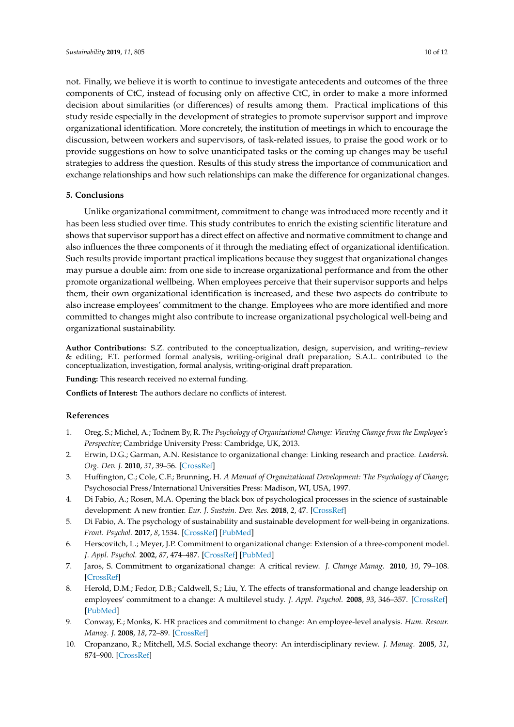not. Finally, we believe it is worth to continue to investigate antecedents and outcomes of the three components of CtC, instead of focusing only on affective CtC, in order to make a more informed decision about similarities (or differences) of results among them. Practical implications of this study reside especially in the development of strategies to promote supervisor support and improve organizational identification. More concretely, the institution of meetings in which to encourage the discussion, between workers and supervisors, of task-related issues, to praise the good work or to provide suggestions on how to solve unanticipated tasks or the coming up changes may be useful strategies to address the question. Results of this study stress the importance of communication and exchange relationships and how such relationships can make the difference for organizational changes.

## 5. Conclusions

Unlike organizational commitment, commitment to change was introduced more recently and it has been less studied over time. This study contributes to enrich the existing scientific literature and shows that supervisor support has a direct effect on affective and normative commitment to change and also influences the three components of it through the mediating effect of organizational identification. Such results provide important practical implications because they suggest that organizational changes may pursue a double aim: from one side to increase organizational performance and from the other promote organizational wellbeing. When employees perceive that their supervisor supports and helps them, their own organizational identification is increased, and these two aspects do contribute to also increase employees' commitment to the change. Employees who are more identified and more committed to changes might also contribute to increase organizational psychological well-being and organizational sustainability.

**Author Contributions:** S.Z. contributed to the conceptualization, design, supervision, and writing–review & editing; F.T. performed formal analysis, writing-original draft preparation; S.A.L. contributed to the conceptualization, investigation, formal analysis, writing-original draft preparation.

**Funding:** This research received no external funding.

**Conflicts of Interest:** The authors declare no conflicts of interest.

## References

1. Oreg, S.; Michel, A.; Todnem By, R. *The Psychology of Organizational Change: Viewing Change from the Employee's Perspective*; Cambridge University Press: Cambridge, UK, 2013.
2. Erwin, D.G.; Garman, A.N. Resistance to organizational change: Linking research and practice. *Leadersh. Org. Dev. J.* **2010**, *31*, 39–56. [CrossRef]
3. Huffington, C.; Cole, C.F.; Brunning, H. *A Manual of Organizational Development: The Psychology of Change*; Psychosocial Press/International Universities Press: Madison, WI, USA, 1997.
4. Di Fabio, A.; Rosen, M.A. Opening the black box of psychological processes in the science of sustainable development: A new frontier. *Eur. J. Sustain. Dev. Res.* **2018**, *2*, 47. [CrossRef]
5. Di Fabio, A. The psychology of sustainability and sustainable development for well-being in organizations. *Front. Psychol.* **2017**, *8*, 1534. [CrossRef] [PubMed]
6. Herscovitch, L.; Meyer, J.P. Commitment to organizational change: Extension of a three-component model. *J. Appl. Psychol.* **2002**, *87*, 474–487. [CrossRef] [PubMed]
7. Jaros, S. Commitment to organizational change: A critical review. *J. Change Manag.* **2010**, *10*, 79–108. [CrossRef]
8. Herold, D.M.; Fedor, D.B.; Caldwell, S.; Liu, Y. The effects of transformational and change leadership on employees' commitment to a change: A multilevel study. *J. Appl. Psychol.* **2008**, *93*, 346–357. [CrossRef] [PubMed]
9. Conway, E.; Monks, K. HR practices and commitment to change: An employee-level analysis. *Hum. Resour. Manag. J.* **2008**, *18*, 72–89. [CrossRef]
10. Cropanzano, R.; Mitchell, M.S. Social exchange theory: An interdisciplinary review. *J. Manag.* **2005**, *31*, 874–900. [CrossRef]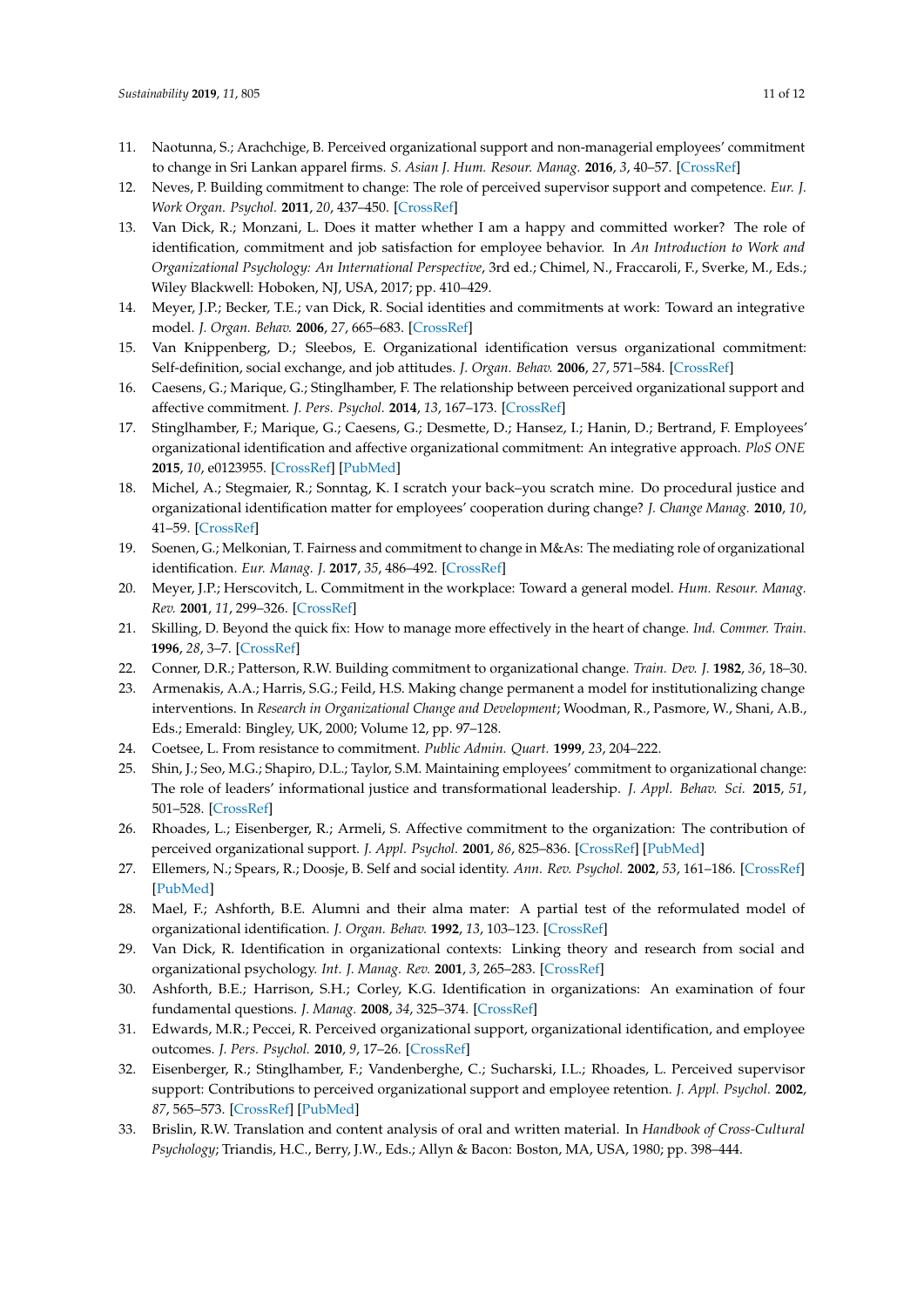11. Naotunna, S.; Arachchige, B. Perceived organizational support and non-managerial employees' commitment to change in Sri Lankan apparel firms. *S. Asian J. Hum. Resour. Manag.* **2016**, *3*, 40–57. [CrossRef]
12. Neves, P. Building commitment to change: The role of perceived supervisor support and competence. *Eur. J. Work Organ. Psychol.* **2011**, *20*, 437–450. [CrossRef]
13. Van Dick, R.; Monzani, L. Does it matter whether I am a happy and committed worker? The role of identification, commitment and job satisfaction for employee behavior. In *An Introduction to Work and Organizational Psychology: An International Perspective*, 3rd ed.; Chimel, N., Fraccaroli, F., Sverke, M., Eds.; Wiley Blackwell: Hoboken, NJ, USA, 2017; pp. 410–429.
14. Meyer, J.P.; Becker, T.E.; van Dick, R. Social identities and commitments at work: Toward an integrative model. *J. Organ. Behav.* **2006**, *27*, 665–683. [CrossRef]
15. Van Knippenberg, D.; Sleebos, E. Organizational identification versus organizational commitment: Self-definition, social exchange, and job attitudes. *J. Organ. Behav.* **2006**, *27*, 571–584. [CrossRef]
16. Caesens, G.; Marique, G.; Stinglhamber, F. The relationship between perceived organizational support and affective commitment. *J. Pers. Psychol.* **2014**, *13*, 167–173. [CrossRef]
17. Stinglhamber, F.; Marique, G.; Caesens, G.; Desmette, D.; Hansez, I.; Hanin, D.; Bertrand, F. Employees' organizational identification and affective organizational commitment: An integrative approach. *PloS ONE* **2015**, *10*, e0123955. [CrossRef] [PubMed]
18. Michel, A.; Stegmaier, R.; Sonntag, K. I scratch your back–you scratch mine. Do procedural justice and organizational identification matter for employees' cooperation during change? *J. Change Manag.* **2010**, *10*, 41–59. [CrossRef]
19. Soenen, G.; Melkonian, T. Fairness and commitment to change in M&As: The mediating role of organizational identification. *Eur. Manag. J.* **2017**, *35*, 486–492. [CrossRef]
20. Meyer, J.P.; Herscovitch, L. Commitment in the workplace: Toward a general model. *Hum. Resour. Manag. Rev.* **2001**, *11*, 299–326. [CrossRef]
21. Skilling, D. Beyond the quick fix: How to manage more effectively in the heart of change. *Ind. Commer. Train.* **1996**, *28*, 3–7. [CrossRef]
22. Conner, D.R.; Patterson, R.W. Building commitment to organizational change. *Train. Dev. J.* **1982**, *36*, 18–30.
23. Armenakis, A.A.; Harris, S.G.; Feild, H.S. Making change permanent a model for institutionalizing change interventions. In *Research in Organizational Change and Development*; Woodman, R., Pasmore, W., Shani, A.B., Eds.; Emerald: Bingley, UK, 2000; Volume 12, pp. 97–128.
24. Coetsee, L. From resistance to commitment. *Public Admin. Quart.* **1999**, *23*, 204–222.
25. Shin, J.; Seo, M.G.; Shapiro, D.L.; Taylor, S.M. Maintaining employees' commitment to organizational change: The role of leaders' informational justice and transformational leadership. *J. Appl. Behav. Sci.* **2015**, *51*, 501–528. [CrossRef]
26. Rhoades, L.; Eisenberger, R.; Armeli, S. Affective commitment to the organization: The contribution of perceived organizational support. *J. Appl. Psychol.* **2001**, *86*, 825–836. [CrossRef] [PubMed]
27. Ellemers, N.; Spears, R.; Doosje, B. Self and social identity. *Ann. Rev. Psychol.* **2002**, *53*, 161–186. [CrossRef] [PubMed]
28. Mael, F.; Ashforth, B.E. Alumni and their alma mater: A partial test of the reformulated model of organizational identification. *J. Organ. Behav.* **1992**, *13*, 103–123. [CrossRef]
29. Van Dick, R. Identification in organizational contexts: Linking theory and research from social and organizational psychology. *Int. J. Manag. Rev.* **2001**, *3*, 265–283. [CrossRef]
30. Ashforth, B.E.; Harrison, S.H.; Corley, K.G. Identification in organizations: An examination of four fundamental questions. *J. Manag.* **2008**, *34*, 325–374. [CrossRef]
31. Edwards, M.R.; Peccei, R. Perceived organizational support, organizational identification, and employee outcomes. *J. Pers. Psychol.* **2010**, *9*, 17–26. [CrossRef]
32. Eisenberger, R.; Stinglhamber, F.; Vandenberghe, C.; Sucharski, I.L.; Rhoades, L. Perceived supervisor support: Contributions to perceived organizational support and employee retention. *J. Appl. Psychol.* **2002**, *87*, 565–573. [CrossRef] [PubMed]
33. Brislin, R.W. Translation and content analysis of oral and written material. In *Handbook of Cross-Cultural Psychology*; Triandis, H.C., Berry, J.W., Eds.; Allyn & Bacon: Boston, MA, USA, 1980; pp. 398–444.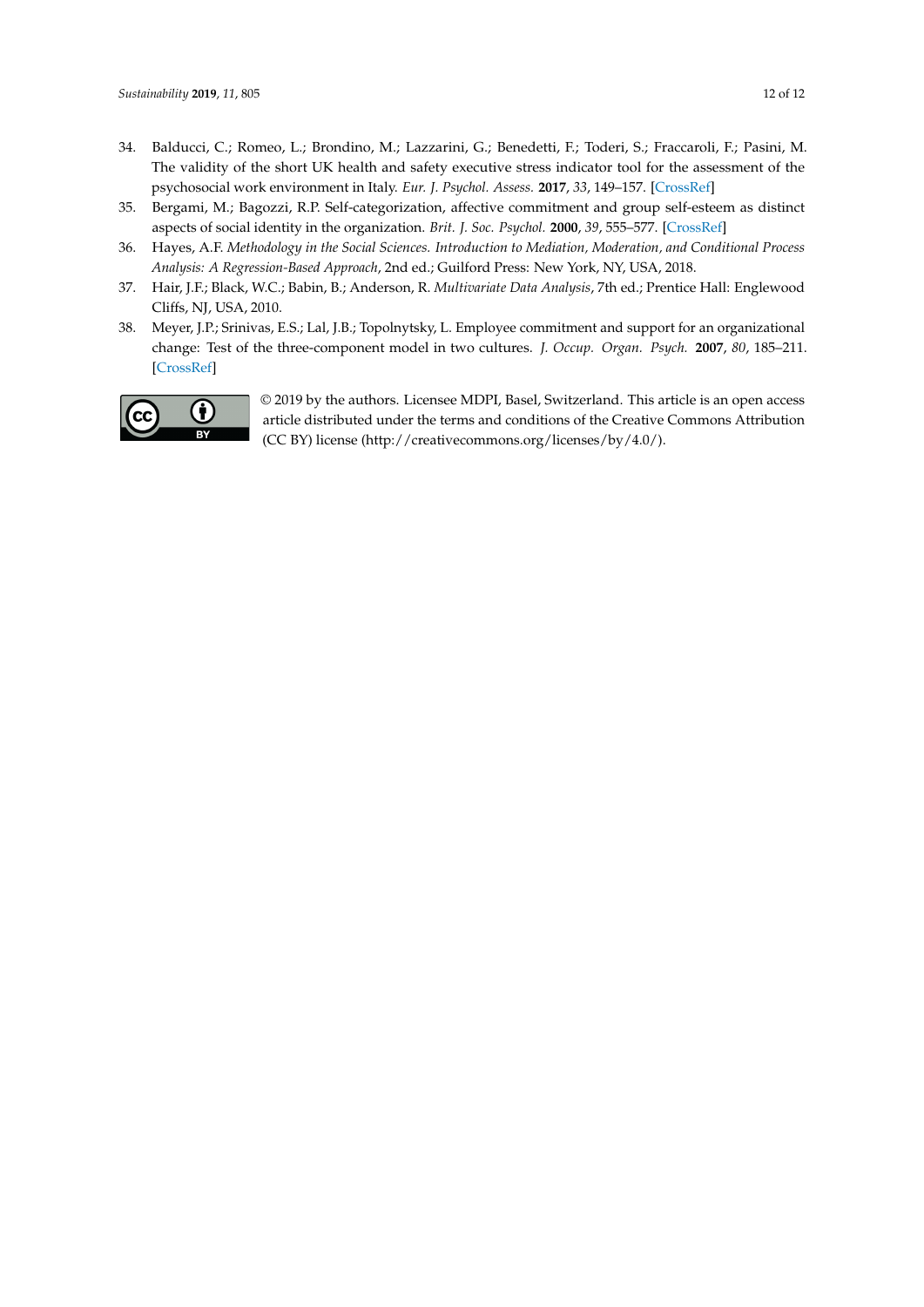34. Balducci, C.; Romeo, L.; Brondino, M.; Lazzarini, G.; Benedetti, F.; Toderi, S.; Fraccaroli, F.; Pasini, M. The validity of the short UK health and safety executive stress indicator tool for the assessment of the psychosocial work environment in Italy. *Eur. J. Psychol. Assess.* **2017**, *33*, 149–157. [CrossRef]
35. Bergami, M.; Bagozzi, R.P. Self-categorization, affective commitment and group self-esteem as distinct aspects of social identity in the organization. *Brit. J. Soc. Psychol.* **2000**, *39*, 555–577. [CrossRef]
36. Hayes, A.F. *Methodology in the Social Sciences. Introduction to Mediation, Moderation, and Conditional Process Analysis: A Regression-Based Approach*, 2nd ed.; Guilford Press: New York, NY, USA, 2018.
37. Hair, J.F.; Black, W.C.; Babin, B.; Anderson, R. *Multivariate Data Analysis*, 7th ed.; Prentice Hall: Englewood Cliffs, NJ, USA, 2010.
38. Meyer, J.P.; Srinivas, E.S.; Lal, J.B.; Topolnytsky, L. Employee commitment and support for an organizational change: Test of the three-component model in two cultures. *J. Occup. Organ. Psych.* **2007**, *80*, 185–211. [CrossRef]

© 2019 by the authors. Licensee MDPI, Basel, Switzerland. This article is an open access article distributed under the terms and conditions of the Creative Commons Attribution (CC BY) license (http://creativecommons.org/licenses/by/4.0/).